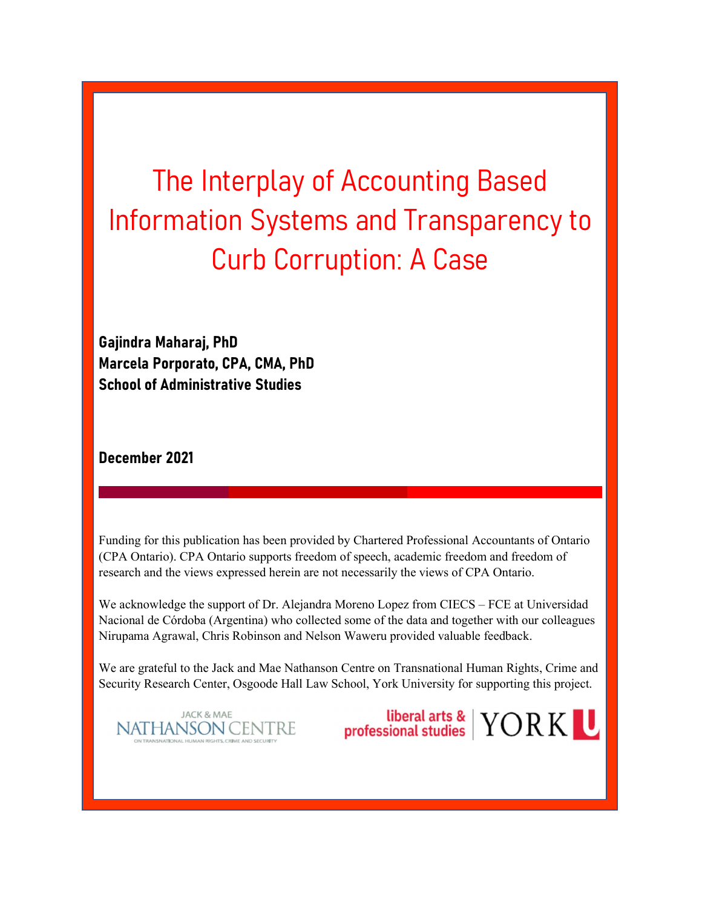# The Interplay of Accounting Based Information Systems and Transparency to Curb Corruption: A Case

**Gajindra Maharaj, PhD**
**Marcela Porporato, CPA, CMA, PhD**
**School of Administrative Studies**

**December 2021**

Funding for this publication has been provided by Chartered Professional Accountants of Ontario (CPA Ontario). CPA Ontario supports freedom of speech, academic freedom and freedom of research and the views expressed herein are not necessarily the views of CPA Ontario.

We acknowledge the support of Dr. Alejandra Moreno Lopez from CIECS – FCE at Universidad Nacional de Córdoba (Argentina) who collected some of the data and together with our colleagues Nirupama Agrawal, Chris Robinson and Nelson Waweru provided valuable feedback.

We are grateful to the Jack and Mae Nathanson Centre on Transnational Human Rights, Crime and Security Research Center, Osgoode Hall Law School, York University for supporting this project.

JACK & MAE NATHANSON CENTRE ON TRANSNATIONAL HUMAN RIGHTS, CRIME AND SECURITY

liberal arts & professional studies | YORK U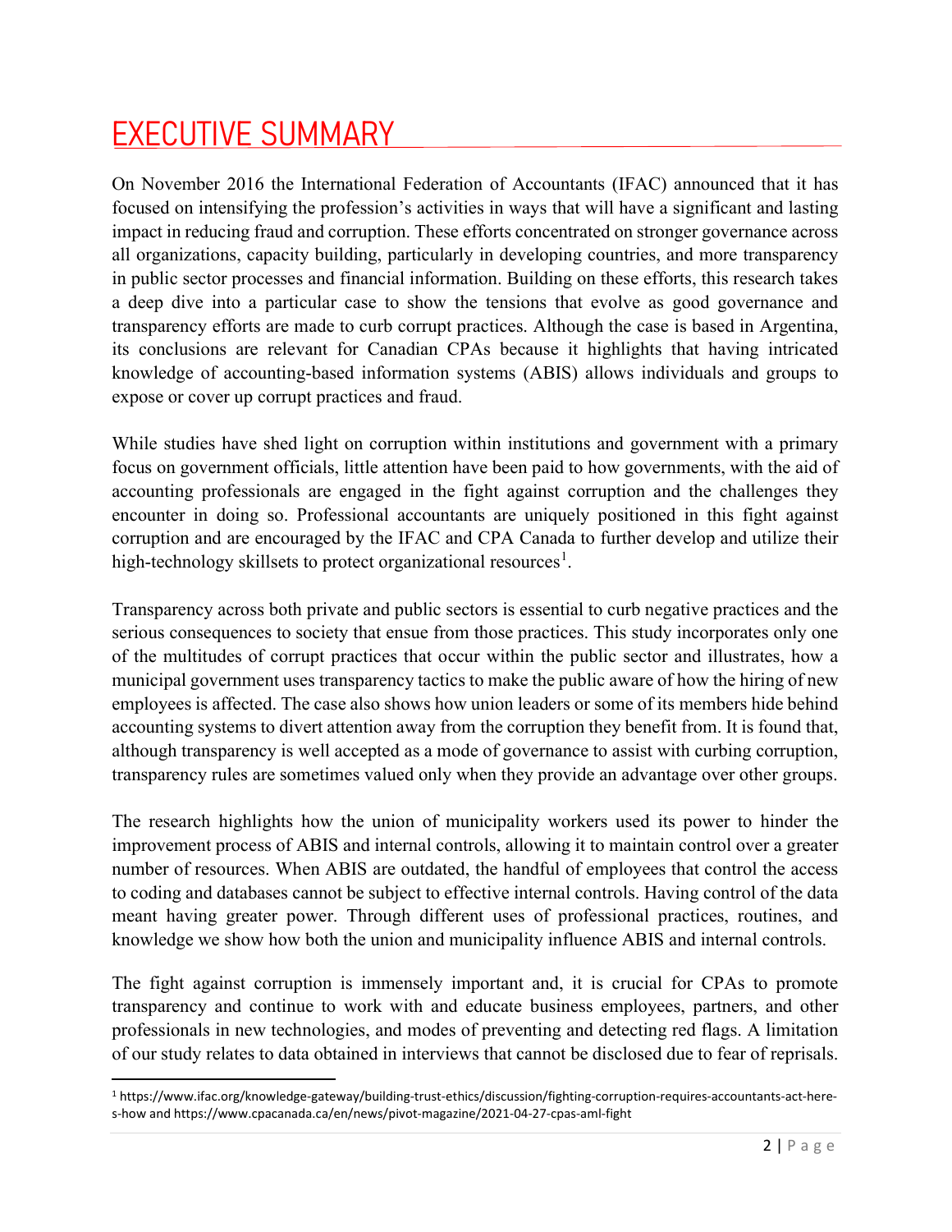# EXECUTIVE SUMMARY

On November 2016 the International Federation of Accountants (IFAC) announced that it has focused on intensifying the profession's activities in ways that will have a significant and lasting impact in reducing fraud and corruption. These efforts concentrated on stronger governance across all organizations, capacity building, particularly in developing countries, and more transparency in public sector processes and financial information. Building on these efforts, this research takes a deep dive into a particular case to show the tensions that evolve as good governance and transparency efforts are made to curb corrupt practices. Although the case is based in Argentina, its conclusions are relevant for Canadian CPAs because it highlights that having intricated knowledge of accounting-based information systems (ABIS) allows individuals and groups to expose or cover up corrupt practices and fraud.

While studies have shed light on corruption within institutions and government with a primary focus on government officials, little attention have been paid to how governments, with the aid of accounting professionals are engaged in the fight against corruption and the challenges they encounter in doing so. Professional accountants are uniquely positioned in this fight against corruption and are encouraged by the IFAC and CPA Canada to further develop and utilize their high-technology skillsets to protect organizational resources[1].

Transparency across both private and public sectors is essential to curb negative practices and the serious consequences to society that ensue from those practices. This study incorporates only one of the multitudes of corrupt practices that occur within the public sector and illustrates, how a municipal government uses transparency tactics to make the public aware of how the hiring of new employees is affected. The case also shows how union leaders or some of its members hide behind accounting systems to divert attention away from the corruption they benefit from. It is found that, although transparency is well accepted as a mode of governance to assist with curbing corruption, transparency rules are sometimes valued only when they provide an advantage over other groups.

The research highlights how the union of municipality workers used its power to hinder the improvement process of ABIS and internal controls, allowing it to maintain control over a greater number of resources. When ABIS are outdated, the handful of employees that control the access to coding and databases cannot be subject to effective internal controls. Having control of the data meant having greater power. Through different uses of professional practices, routines, and knowledge we show how both the union and municipality influence ABIS and internal controls.

The fight against corruption is immensely important and, it is crucial for CPAs to promote transparency and continue to work with and educate business employees, partners, and other professionals in new technologies, and modes of preventing and detecting red flags. A limitation of our study relates to data obtained in interviews that cannot be disclosed due to fear of reprisals.

---

[1] https://www.ifac.org/knowledge-gateway/building-trust-ethics/discussion/fighting-corruption-requires-accountants-act-here-s-how and https://www.cpacanada.ca/en/news/pivot-magazine/2021-04-27-cpas-aml-fight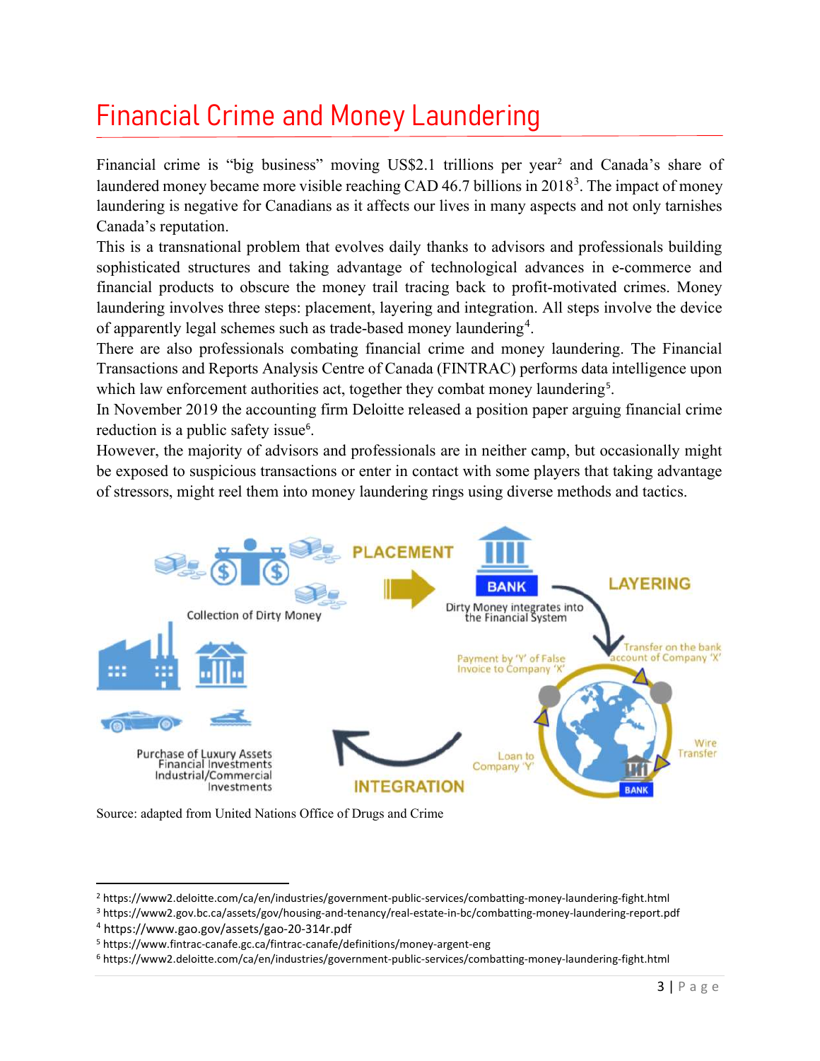# Financial Crime and Money Laundering

Financial crime is "big business" moving US$2.1 trillions per year[2] and Canada's share of laundered money became more visible reaching CAD 46.7 billions in 2018[3]. The impact of money laundering is negative for Canadians as it affects our lives in many aspects and not only tarnishes Canada's reputation.

This is a transnational problem that evolves daily thanks to advisors and professionals building sophisticated structures and taking advantage of technological advances in e-commerce and financial products to obscure the money trail tracing back to profit-motivated crimes. Money laundering involves three steps: placement, layering and integration. All steps involve the device of apparently legal schemes such as trade-based money laundering[4].

There are also professionals combating financial crime and money laundering. The Financial Transactions and Reports Analysis Centre of Canada (FINTRAC) performs data intelligence upon which law enforcement authorities act, together they combat money laundering[5].

In November 2019 the accounting firm Deloitte released a position paper arguing financial crime reduction is a public safety issue[6].

However, the majority of advisors and professionals are in neither camp, but occasionally might be exposed to suspicious transactions or enter in contact with some players that taking advantage of stressors, might reel them into money laundering rings using diverse methods and tactics.

Source: adapted from United Nations Office of Drugs and Crime

---

[2] https://www2.deloitte.com/ca/en/industries/government-public-services/combatting-money-laundering-fight.html
[3] https://www2.gov.bc.ca/assets/gov/housing-and-tenancy/real-estate-in-bc/combatting-money-laundering-report.pdf
[4] https://www.gao.gov/assets/gao-20-314r.pdf
[5] https://www.fintrac-canafe.gc.ca/fintrac-canafe/definitions/money-argent-eng
[6] https://www2.deloitte.com/ca/en/industries/government-public-services/combatting-money-laundering-fight.html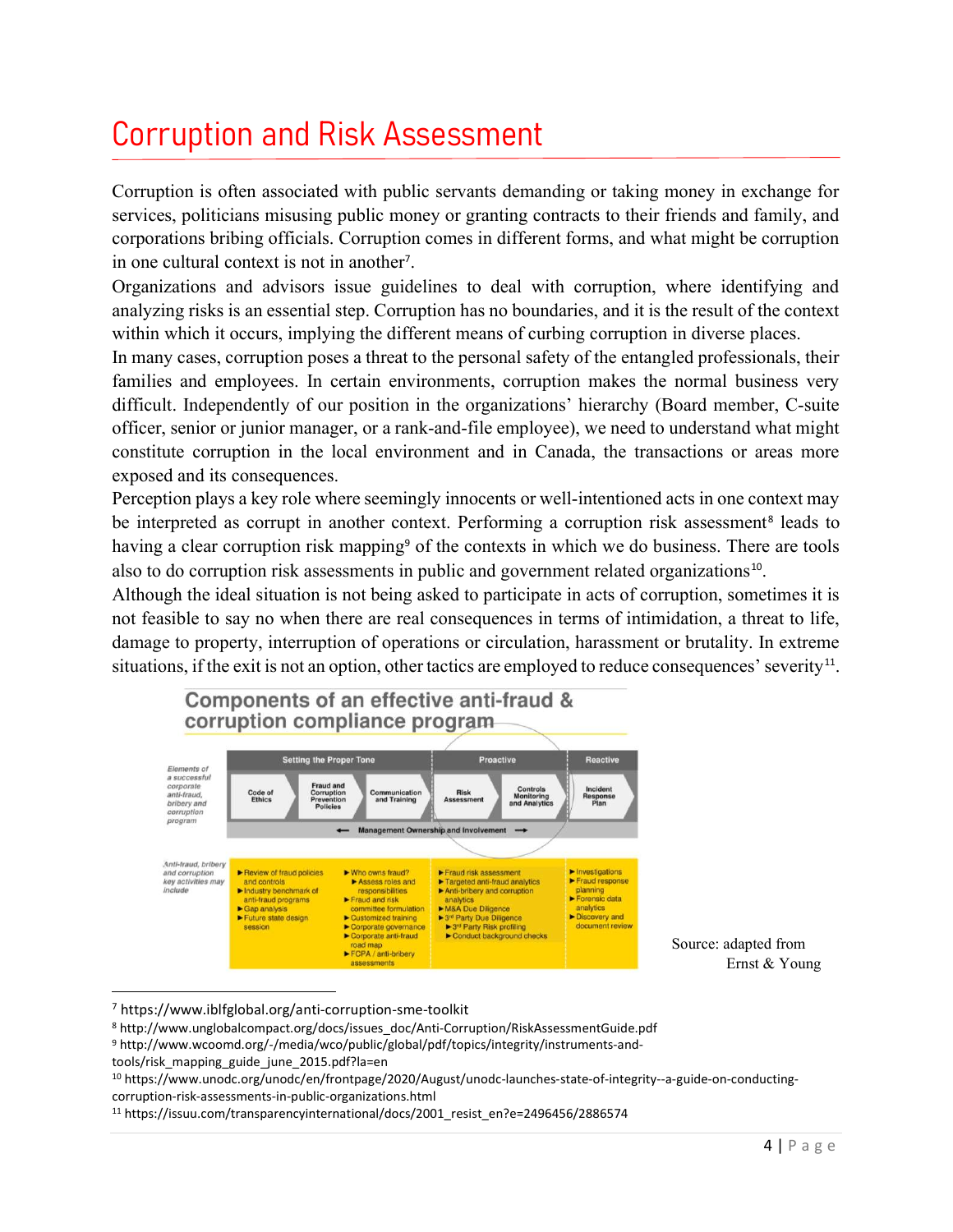# Corruption and Risk Assessment

Corruption is often associated with public servants demanding or taking money in exchange for services, politicians misusing public money or granting contracts to their friends and family, and corporations bribing officials. Corruption comes in different forms, and what might be corruption in one cultural context is not in another[7].

Organizations and advisors issue guidelines to deal with corruption, where identifying and analyzing risks is an essential step. Corruption has no boundaries, and it is the result of the context within which it occurs, implying the different means of curbing corruption in diverse places.

In many cases, corruption poses a threat to the personal safety of the entangled professionals, their families and employees. In certain environments, corruption makes the normal business very difficult. Independently of our position in the organizations' hierarchy (Board member, C-suite officer, senior or junior manager, or a rank-and-file employee), we need to understand what might constitute corruption in the local environment and in Canada, the transactions or areas more exposed and its consequences.

Perception plays a key role where seemingly innocents or well-intentioned acts in one context may be interpreted as corrupt in another context. Performing a corruption risk assessment[8] leads to having a clear corruption risk mapping[9] of the contexts in which we do business. There are tools also to do corruption risk assessments in public and government related organizations[10].

Although the ideal situation is not being asked to participate in acts of corruption, sometimes it is not feasible to say no when there are real consequences in terms of intimidation, a threat to life, damage to property, interruption of operations or circulation, harassment or brutality. In extreme situations, if the exit is not an option, other tactics are employed to reduce consequences' severity[11].

**Components of an effective anti-fraud & corruption compliance program**

| | Setting the Proper Tone | | | Proactive | | Reactive |
|---|---|---|---|---|---|---|
| *Elements of a successful corporate anti-fraud, bribery and corruption program* | Code of Ethics | Fraud and Corruption Prevention Policies | Communication and Training | Risk Assessment | Controls Monitoring and Analytics | Incident Response Plan |
| | ← Management Ownership and Involvement → | | | | | |
| *Anti-fraud, bribery and corruption key activities may include* | ► Review of fraud policies and controls<br>► Industry benchmark of anti-fraud programs<br>► Gap analysis<br>► Future state design session | | ► Who owns fraud?<br>► Assess roles and responsibilities<br>► Fraud and risk committee formulation<br>► Customized training<br>► Corporate governance<br>► Corporate anti-fraud road map<br>► FCPA / anti-bribery assessments | ► Fraud risk assessment<br>► Targeted anti-fraud analytics<br>► Anti-bribery and corruption analytics<br>► M&A Due Diligence<br>► 3rd Party Due Diligence<br>► 3rd Party Risk profiling<br>► Conduct background checks | | ► Investigations<br>► Fraud response planning<br>► Forensic data analytics<br>► Discovery and document review |

Source: adapted from Ernst & Young

---

[7] https://www.iblfglobal.org/anti-corruption-sme-toolkit

[8] http://www.unglobalcompact.org/docs/issues_doc/Anti-Corruption/RiskAssessmentGuide.pdf

[9] http://www.wcoomd.org/-/media/wco/public/global/pdf/topics/integrity/instruments-and-tools/risk_mapping_guide_june_2015.pdf?la=en

[10] https://www.unodc.org/unodc/en/frontpage/2020/August/unodc-launches-state-of-integrity--a-guide-on-conducting-corruption-risk-assessments-in-public-organizations.html

[11] https://issuu.com/transparencyinternational/docs/2001_resist_en?e=2496456/2886574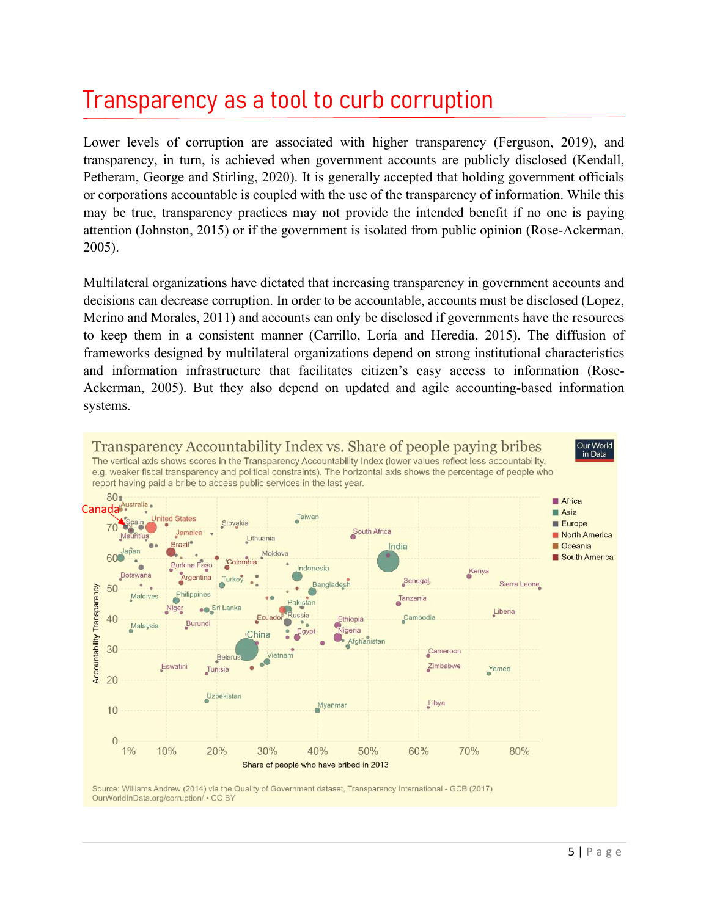# Transparency as a tool to curb corruption

Lower levels of corruption are associated with higher transparency (Ferguson, 2019), and transparency, in turn, is achieved when government accounts are publicly disclosed (Kendall, Petheram, George and Stirling, 2020). It is generally accepted that holding government officials or corporations accountable is coupled with the use of the transparency of information. While this may be true, transparency practices may not provide the intended benefit if no one is paying attention (Johnston, 2015) or if the government is isolated from public opinion (Rose-Ackerman, 2005).

Multilateral organizations have dictated that increasing transparency in government accounts and decisions can decrease corruption. In order to be accountable, accounts must be disclosed (Lopez, Merino and Morales, 2011) and accounts can only be disclosed if governments have the resources to keep them in a consistent manner (Carrillo, Loría and Heredia, 2015). The diffusion of frameworks designed by multilateral organizations depend on strong institutional characteristics and information infrastructure that facilitates citizen's easy access to information (Rose-Ackerman, 2005). But they also depend on updated and agile accounting-based information systems.

**Transparency Accountability Index vs. Share of people paying bribes**

The vertical axis shows scores in the Transparency Accountability Index (lower values reflect less accountability, e.g. weaker fiscal transparency and political constraints). The horizontal axis shows the percentage of people who report having paid a bribe to access public services in the last year.

Source: Williams Andrew (2014) via the Quality of Government dataset, Transparency International - GCB (2017)
OurWorldInData.org/corruption/ • CC BY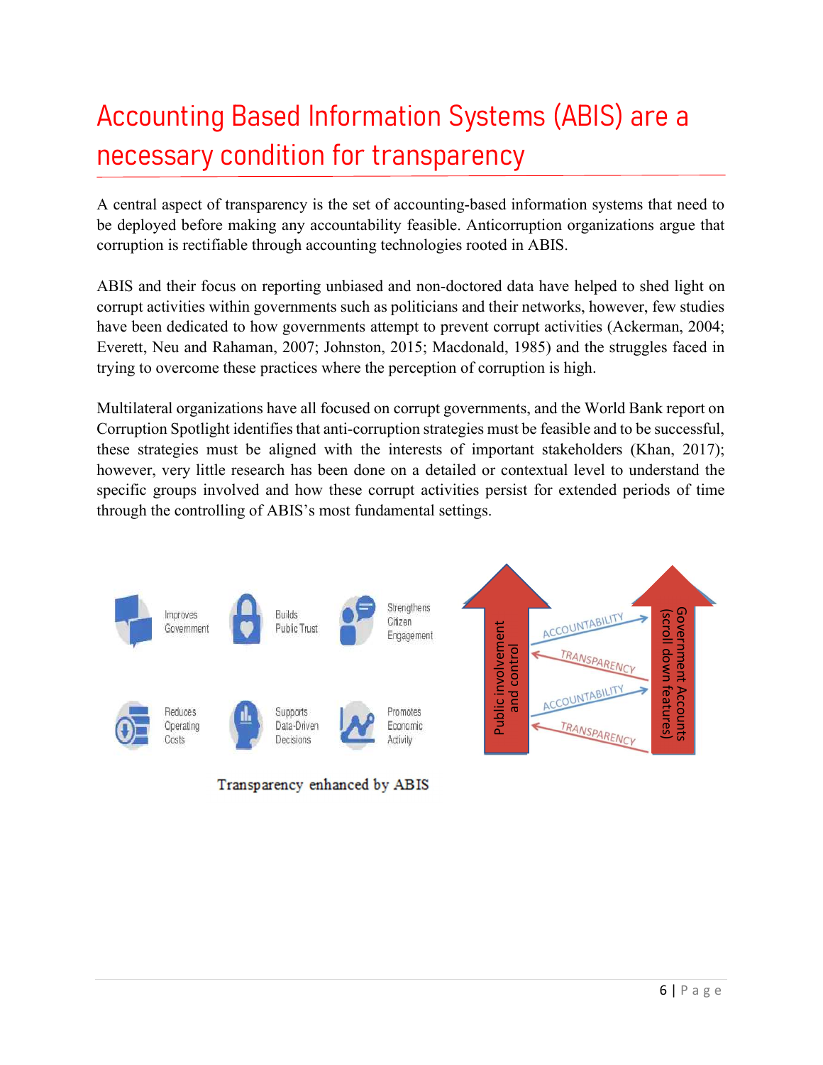# Accounting Based Information Systems (ABIS) are a necessary condition for transparency

A central aspect of transparency is the set of accounting-based information systems that need to be deployed before making any accountability feasible. Anticorruption organizations argue that corruption is rectifiable through accounting technologies rooted in ABIS.

ABIS and their focus on reporting unbiased and non-doctored data have helped to shed light on corrupt activities within governments such as politicians and their networks, however, few studies have been dedicated to how governments attempt to prevent corrupt activities (Ackerman, 2004; Everett, Neu and Rahaman, 2007; Johnston, 2015; Macdonald, 1985) and the struggles faced in trying to overcome these practices where the perception of corruption is high.

Multilateral organizations have all focused on corrupt governments, and the World Bank report on Corruption Spotlight identifies that anti-corruption strategies must be feasible and to be successful, these strategies must be aligned with the interests of important stakeholders (Khan, 2017); however, very little research has been done on a detailed or contextual level to understand the specific groups involved and how these corrupt activities persist for extended periods of time through the controlling of ABIS's most fundamental settings.

Improves Government | Builds Public Trust | Strengthens Citizen Engagement | Reduces Operating Costs | Supports Data-Driven Decisions | Promotes Economic Activity

Public involvement and control — ACCOUNTABILITY / TRANSPARENCY — Government Accounts (scroll down features)

Transparency enhanced by ABIS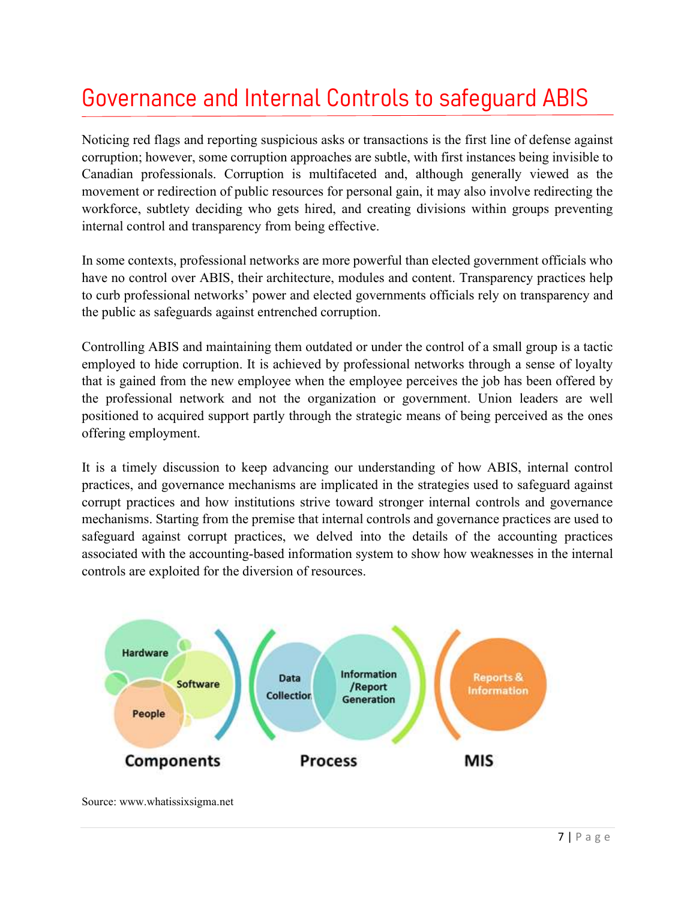# Governance and Internal Controls to safeguard ABIS

Noticing red flags and reporting suspicious asks or transactions is the first line of defense against corruption; however, some corruption approaches are subtle, with first instances being invisible to Canadian professionals. Corruption is multifaceted and, although generally viewed as the movement or redirection of public resources for personal gain, it may also involve redirecting the workforce, subtlety deciding who gets hired, and creating divisions within groups preventing internal control and transparency from being effective.

In some contexts, professional networks are more powerful than elected government officials who have no control over ABIS, their architecture, modules and content. Transparency practices help to curb professional networks' power and elected governments officials rely on transparency and the public as safeguards against entrenched corruption.

Controlling ABIS and maintaining them outdated or under the control of a small group is a tactic employed to hide corruption. It is achieved by professional networks through a sense of loyalty that is gained from the new employee when the employee perceives the job has been offered by the professional network and not the organization or government. Union leaders are well positioned to acquired support partly through the strategic means of being perceived as the ones offering employment.

It is a timely discussion to keep advancing our understanding of how ABIS, internal control practices, and governance mechanisms are implicated in the strategies used to safeguard against corrupt practices and how institutions strive toward stronger internal controls and governance mechanisms. Starting from the premise that internal controls and governance practices are used to safeguard against corrupt practices, we delved into the details of the accounting practices associated with the accounting-based information system to show how weaknesses in the internal controls are exploited for the diversion of resources.

Hardware | Software | People — **Components**

Data Collection | Information /Report Generation — **Process**

Reports & Information — **MIS**

Source: www.whatissixsigma.net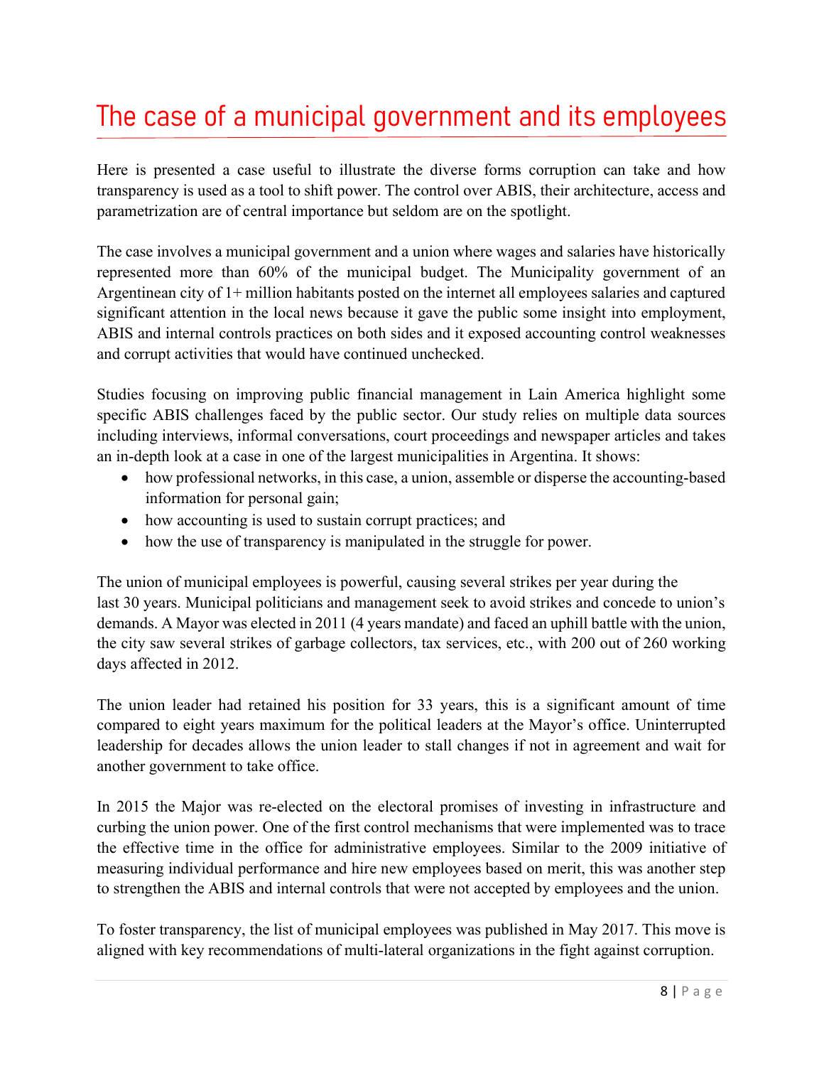# The case of a municipal government and its employees

Here is presented a case useful to illustrate the diverse forms corruption can take and how transparency is used as a tool to shift power. The control over ABIS, their architecture, access and parametrization are of central importance but seldom are on the spotlight.

The case involves a municipal government and a union where wages and salaries have historically represented more than 60% of the municipal budget. The Municipality government of an Argentinean city of 1+ million habitants posted on the internet all employees salaries and captured significant attention in the local news because it gave the public some insight into employment, ABIS and internal controls practices on both sides and it exposed accounting control weaknesses and corrupt activities that would have continued unchecked.

Studies focusing on improving public financial management in Lain America highlight some specific ABIS challenges faced by the public sector. Our study relies on multiple data sources including interviews, informal conversations, court proceedings and newspaper articles and takes an in-depth look at a case in one of the largest municipalities in Argentina. It shows:

- how professional networks, in this case, a union, assemble or disperse the accounting-based information for personal gain;
- how accounting is used to sustain corrupt practices; and
- how the use of transparency is manipulated in the struggle for power.

The union of municipal employees is powerful, causing several strikes per year during the last 30 years. Municipal politicians and management seek to avoid strikes and concede to union's demands. A Mayor was elected in 2011 (4 years mandate) and faced an uphill battle with the union, the city saw several strikes of garbage collectors, tax services, etc., with 200 out of 260 working days affected in 2012.

The union leader had retained his position for 33 years, this is a significant amount of time compared to eight years maximum for the political leaders at the Mayor's office. Uninterrupted leadership for decades allows the union leader to stall changes if not in agreement and wait for another government to take office.

In 2015 the Major was re-elected on the electoral promises of investing in infrastructure and curbing the union power. One of the first control mechanisms that were implemented was to trace the effective time in the office for administrative employees. Similar to the 2009 initiative of measuring individual performance and hire new employees based on merit, this was another step to strengthen the ABIS and internal controls that were not accepted by employees and the union.

To foster transparency, the list of municipal employees was published in May 2017. This move is aligned with key recommendations of multi-lateral organizations in the fight against corruption.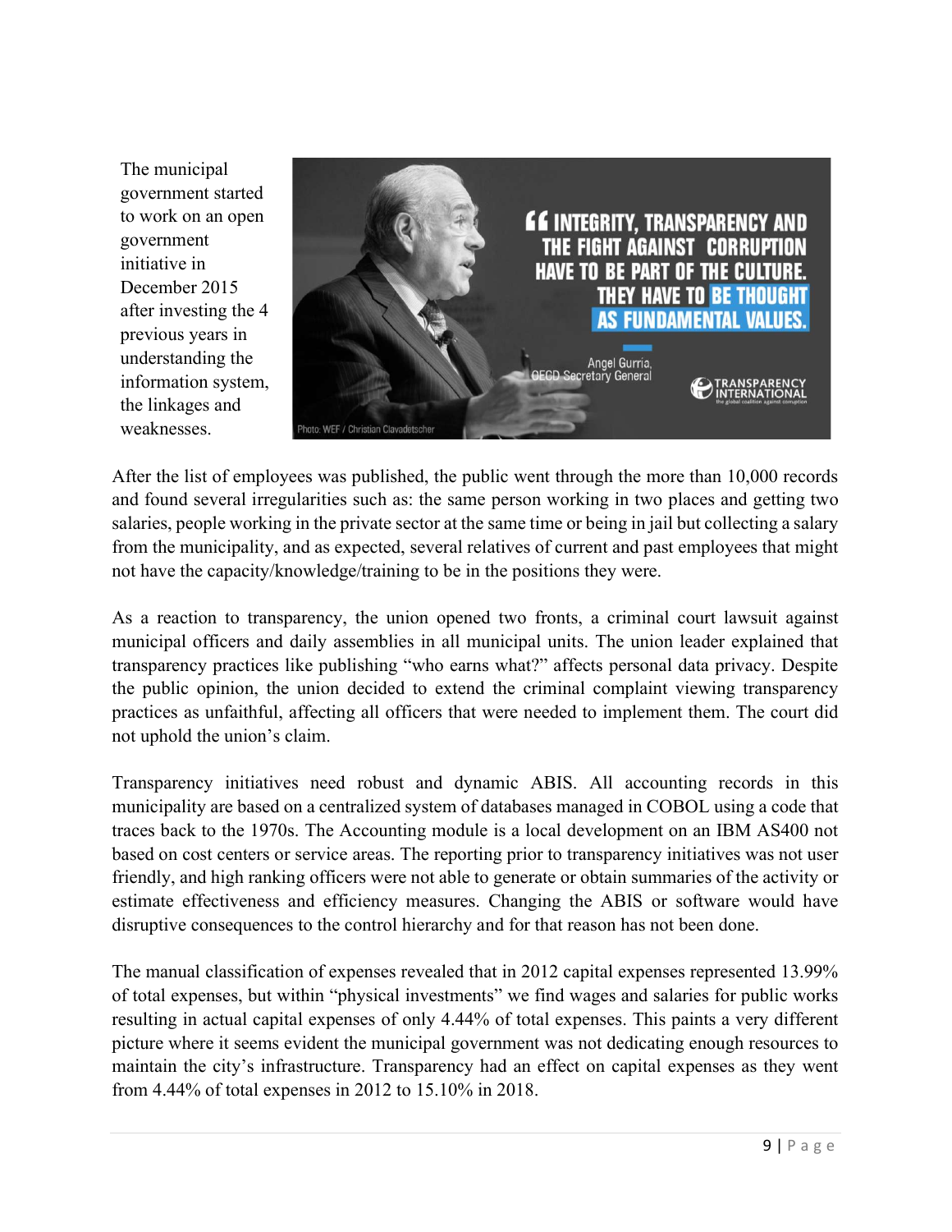The municipal government started to work on an open government initiative in December 2015 after investing the 4 previous years in understanding the information system, the linkages and weaknesses.

After the list of employees was published, the public went through the more than 10,000 records and found several irregularities such as: the same person working in two places and getting two salaries, people working in the private sector at the same time or being in jail but collecting a salary from the municipality, and as expected, several relatives of current and past employees that might not have the capacity/knowledge/training to be in the positions they were.

As a reaction to transparency, the union opened two fronts, a criminal court lawsuit against municipal officers and daily assemblies in all municipal units. The union leader explained that transparency practices like publishing "who earns what?" affects personal data privacy. Despite the public opinion, the union decided to extend the criminal complaint viewing transparency practices as unfaithful, affecting all officers that were needed to implement them. The court did not uphold the union's claim.

Transparency initiatives need robust and dynamic ABIS. All accounting records in this municipality are based on a centralized system of databases managed in COBOL using a code that traces back to the 1970s. The Accounting module is a local development on an IBM AS400 not based on cost centers or service areas. The reporting prior to transparency initiatives was not user friendly, and high ranking officers were not able to generate or obtain summaries of the activity or estimate effectiveness and efficiency measures. Changing the ABIS or software would have disruptive consequences to the control hierarchy and for that reason has not been done.

The manual classification of expenses revealed that in 2012 capital expenses represented 13.99% of total expenses, but within "physical investments" we find wages and salaries for public works resulting in actual capital expenses of only 4.44% of total expenses. This paints a very different picture where it seems evident the municipal government was not dedicating enough resources to maintain the city's infrastructure. Transparency had an effect on capital expenses as they went from 4.44% of total expenses in 2012 to 15.10% in 2018.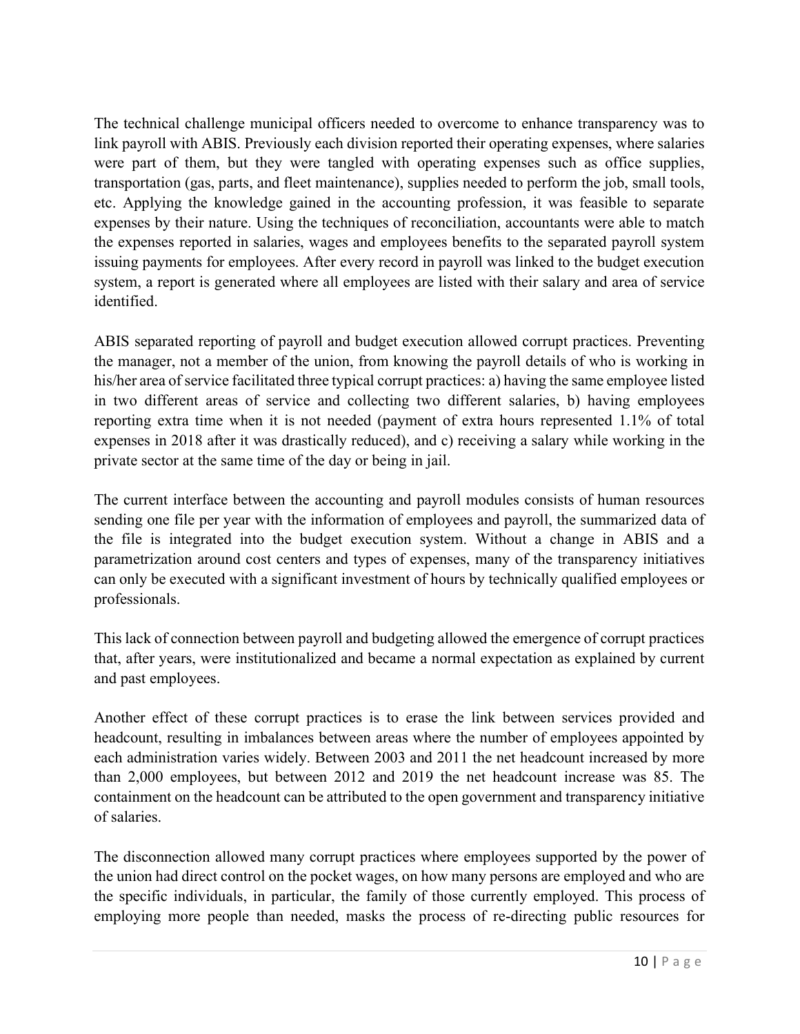The technical challenge municipal officers needed to overcome to enhance transparency was to link payroll with ABIS. Previously each division reported their operating expenses, where salaries were part of them, but they were tangled with operating expenses such as office supplies, transportation (gas, parts, and fleet maintenance), supplies needed to perform the job, small tools, etc. Applying the knowledge gained in the accounting profession, it was feasible to separate expenses by their nature. Using the techniques of reconciliation, accountants were able to match the expenses reported in salaries, wages and employees benefits to the separated payroll system issuing payments for employees. After every record in payroll was linked to the budget execution system, a report is generated where all employees are listed with their salary and area of service identified.

ABIS separated reporting of payroll and budget execution allowed corrupt practices. Preventing the manager, not a member of the union, from knowing the payroll details of who is working in his/her area of service facilitated three typical corrupt practices: a) having the same employee listed in two different areas of service and collecting two different salaries, b) having employees reporting extra time when it is not needed (payment of extra hours represented 1.1% of total expenses in 2018 after it was drastically reduced), and c) receiving a salary while working in the private sector at the same time of the day or being in jail.

The current interface between the accounting and payroll modules consists of human resources sending one file per year with the information of employees and payroll, the summarized data of the file is integrated into the budget execution system. Without a change in ABIS and a parametrization around cost centers and types of expenses, many of the transparency initiatives can only be executed with a significant investment of hours by technically qualified employees or professionals.

This lack of connection between payroll and budgeting allowed the emergence of corrupt practices that, after years, were institutionalized and became a normal expectation as explained by current and past employees.

Another effect of these corrupt practices is to erase the link between services provided and headcount, resulting in imbalances between areas where the number of employees appointed by each administration varies widely. Between 2003 and 2011 the net headcount increased by more than 2,000 employees, but between 2012 and 2019 the net headcount increase was 85. The containment on the headcount can be attributed to the open government and transparency initiative of salaries.

The disconnection allowed many corrupt practices where employees supported by the power of the union had direct control on the pocket wages, on how many persons are employed and who are the specific individuals, in particular, the family of those currently employed. This process of employing more people than needed, masks the process of re-directing public resources for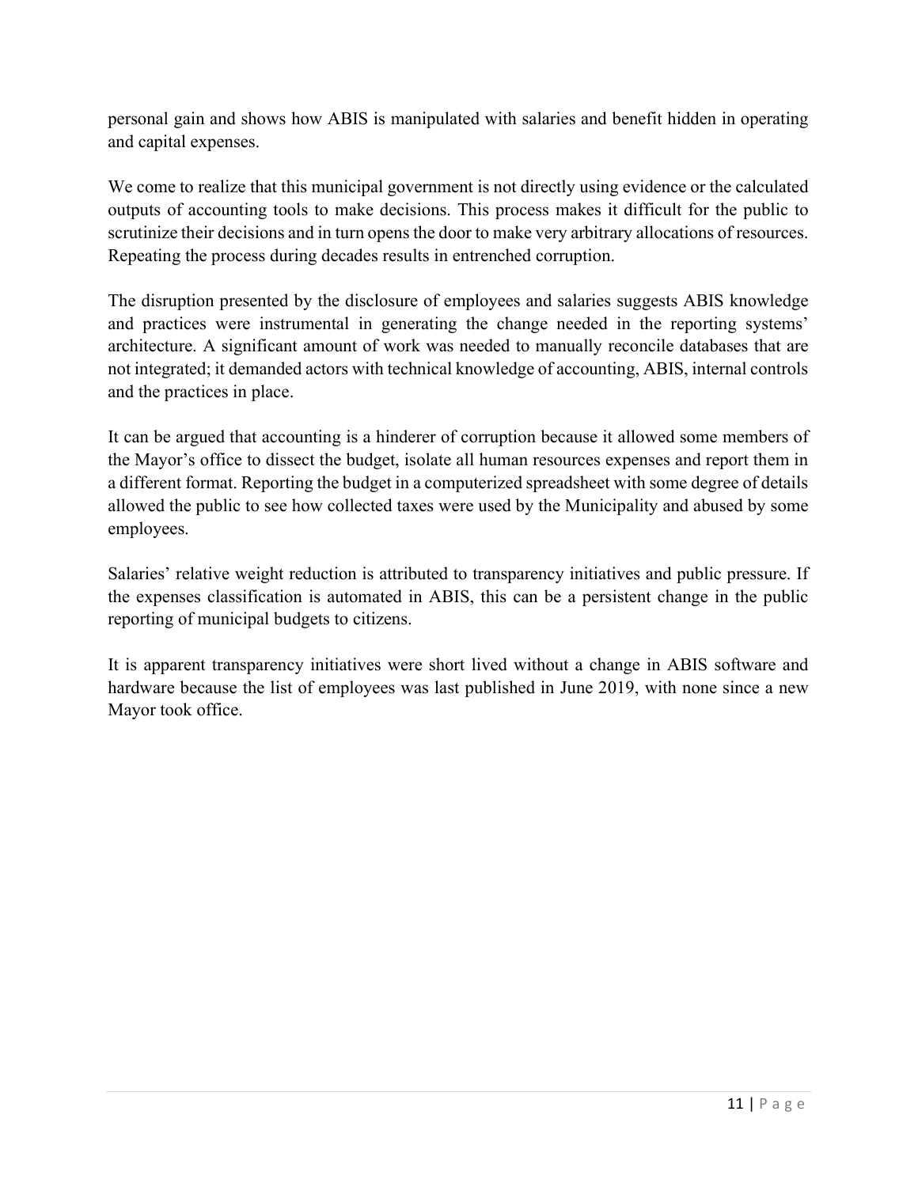personal gain and shows how ABIS is manipulated with salaries and benefit hidden in operating and capital expenses.

We come to realize that this municipal government is not directly using evidence or the calculated outputs of accounting tools to make decisions. This process makes it difficult for the public to scrutinize their decisions and in turn opens the door to make very arbitrary allocations of resources. Repeating the process during decades results in entrenched corruption.

The disruption presented by the disclosure of employees and salaries suggests ABIS knowledge and practices were instrumental in generating the change needed in the reporting systems' architecture. A significant amount of work was needed to manually reconcile databases that are not integrated; it demanded actors with technical knowledge of accounting, ABIS, internal controls and the practices in place.

It can be argued that accounting is a hinderer of corruption because it allowed some members of the Mayor's office to dissect the budget, isolate all human resources expenses and report them in a different format. Reporting the budget in a computerized spreadsheet with some degree of details allowed the public to see how collected taxes were used by the Municipality and abused by some employees.

Salaries' relative weight reduction is attributed to transparency initiatives and public pressure. If the expenses classification is automated in ABIS, this can be a persistent change in the public reporting of municipal budgets to citizens.

It is apparent transparency initiatives were short lived without a change in ABIS software and hardware because the list of employees was last published in June 2019, with none since a new Mayor took office.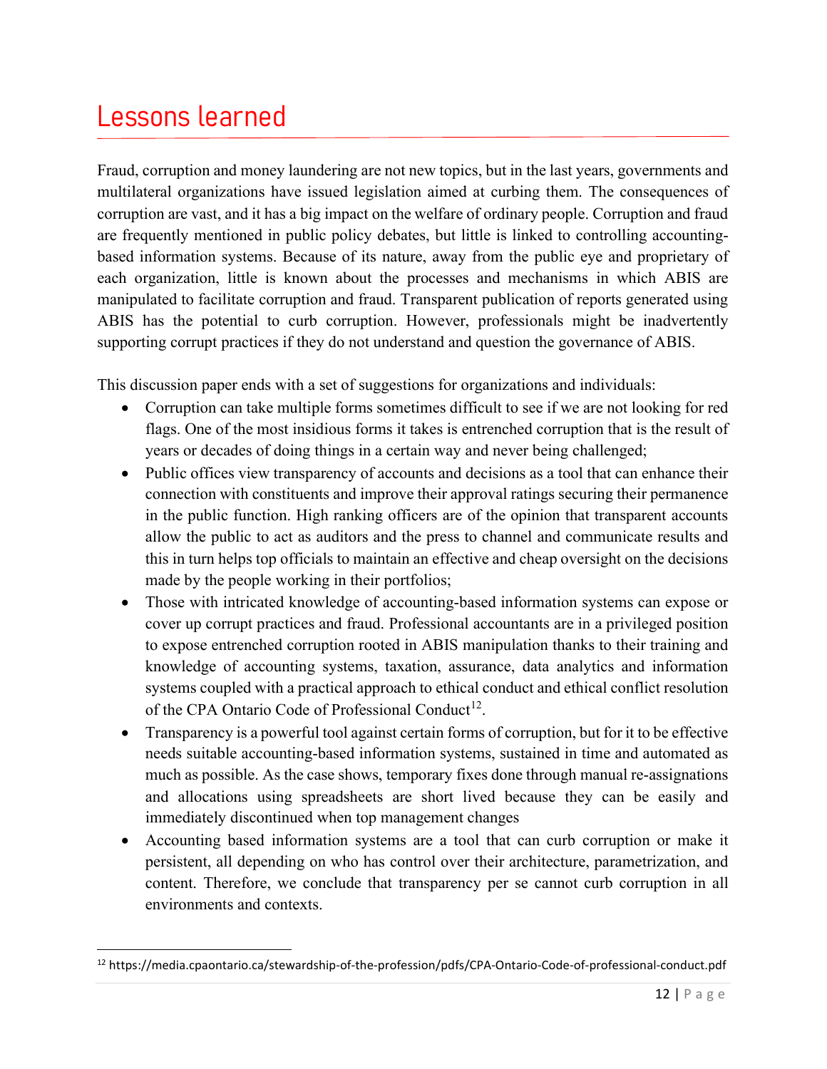# Lessons learned

Fraud, corruption and money laundering are not new topics, but in the last years, governments and multilateral organizations have issued legislation aimed at curbing them. The consequences of corruption are vast, and it has a big impact on the welfare of ordinary people. Corruption and fraud are frequently mentioned in public policy debates, but little is linked to controlling accounting-based information systems. Because of its nature, away from the public eye and proprietary of each organization, little is known about the processes and mechanisms in which ABIS are manipulated to facilitate corruption and fraud. Transparent publication of reports generated using ABIS has the potential to curb corruption. However, professionals might be inadvertently supporting corrupt practices if they do not understand and question the governance of ABIS.

This discussion paper ends with a set of suggestions for organizations and individuals:

- Corruption can take multiple forms sometimes difficult to see if we are not looking for red flags. One of the most insidious forms it takes is entrenched corruption that is the result of years or decades of doing things in a certain way and never being challenged;
- Public offices view transparency of accounts and decisions as a tool that can enhance their connection with constituents and improve their approval ratings securing their permanence in the public function. High ranking officers are of the opinion that transparent accounts allow the public to act as auditors and the press to channel and communicate results and this in turn helps top officials to maintain an effective and cheap oversight on the decisions made by the people working in their portfolios;
- Those with intricated knowledge of accounting-based information systems can expose or cover up corrupt practices and fraud. Professional accountants are in a privileged position to expose entrenched corruption rooted in ABIS manipulation thanks to their training and knowledge of accounting systems, taxation, assurance, data analytics and information systems coupled with a practical approach to ethical conduct and ethical conflict resolution of the CPA Ontario Code of Professional Conduct[12].
- Transparency is a powerful tool against certain forms of corruption, but for it to be effective needs suitable accounting-based information systems, sustained in time and automated as much as possible. As the case shows, temporary fixes done through manual re-assignations and allocations using spreadsheets are short lived because they can be easily and immediately discontinued when top management changes
- Accounting based information systems are a tool that can curb corruption or make it persistent, all depending on who has control over their architecture, parametrization, and content. Therefore, we conclude that transparency per se cannot curb corruption in all environments and contexts.

[12] https://media.cpaontario.ca/stewardship-of-the-profession/pdfs/CPA-Ontario-Code-of-professional-conduct.pdf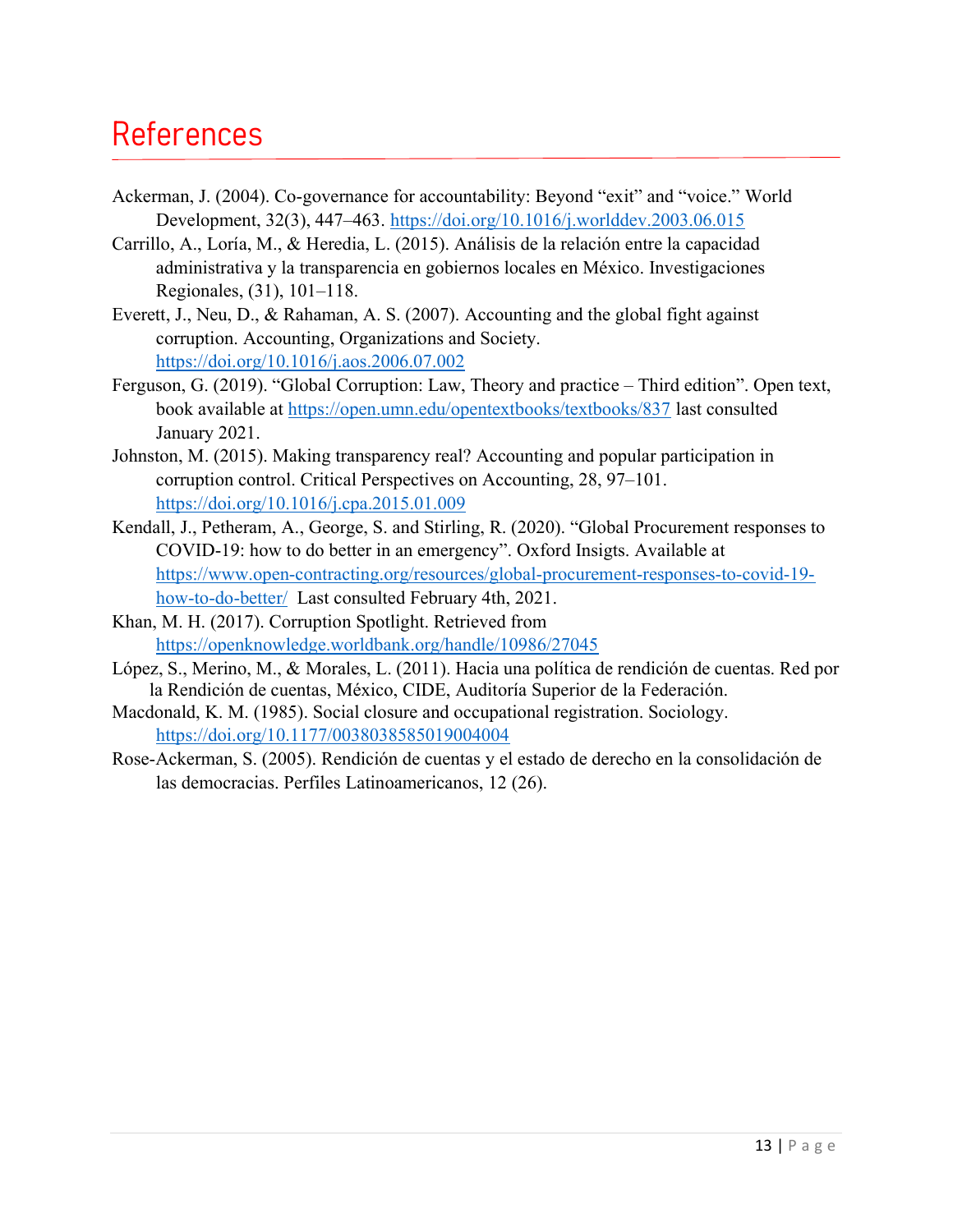# References

Ackerman, J. (2004). Co-governance for accountability: Beyond "exit" and "voice." World Development, 32(3), 447–463. https://doi.org/10.1016/j.worlddev.2003.06.015

Carrillo, A., Loría, M., & Heredia, L. (2015). Análisis de la relación entre la capacidad administrativa y la transparencia en gobiernos locales en México. Investigaciones Regionales, (31), 101–118.

Everett, J., Neu, D., & Rahaman, A. S. (2007). Accounting and the global fight against corruption. Accounting, Organizations and Society. https://doi.org/10.1016/j.aos.2006.07.002

Ferguson, G. (2019). "Global Corruption: Law, Theory and practice – Third edition". Open text, book available at https://open.umn.edu/opentextbooks/textbooks/837 last consulted January 2021.

Johnston, M. (2015). Making transparency real? Accounting and popular participation in corruption control. Critical Perspectives on Accounting, 28, 97–101. https://doi.org/10.1016/j.cpa.2015.01.009

Kendall, J., Petheram, A., George, S. and Stirling, R. (2020). "Global Procurement responses to COVID-19: how to do better in an emergency". Oxford Insigts. Available at https://www.open-contracting.org/resources/global-procurement-responses-to-covid-19-how-to-do-better/ Last consulted February 4th, 2021.

Khan, M. H. (2017). Corruption Spotlight. Retrieved from https://openknowledge.worldbank.org/handle/10986/27045

López, S., Merino, M., & Morales, L. (2011). Hacia una política de rendición de cuentas. Red por la Rendición de cuentas, México, CIDE, Auditoría Superior de la Federación.

Macdonald, K. M. (1985). Social closure and occupational registration. Sociology. https://doi.org/10.1177/0038038585019004004

Rose-Ackerman, S. (2005). Rendición de cuentas y el estado de derecho en la consolidación de las democracias. Perfiles Latinoamericanos, 12 (26).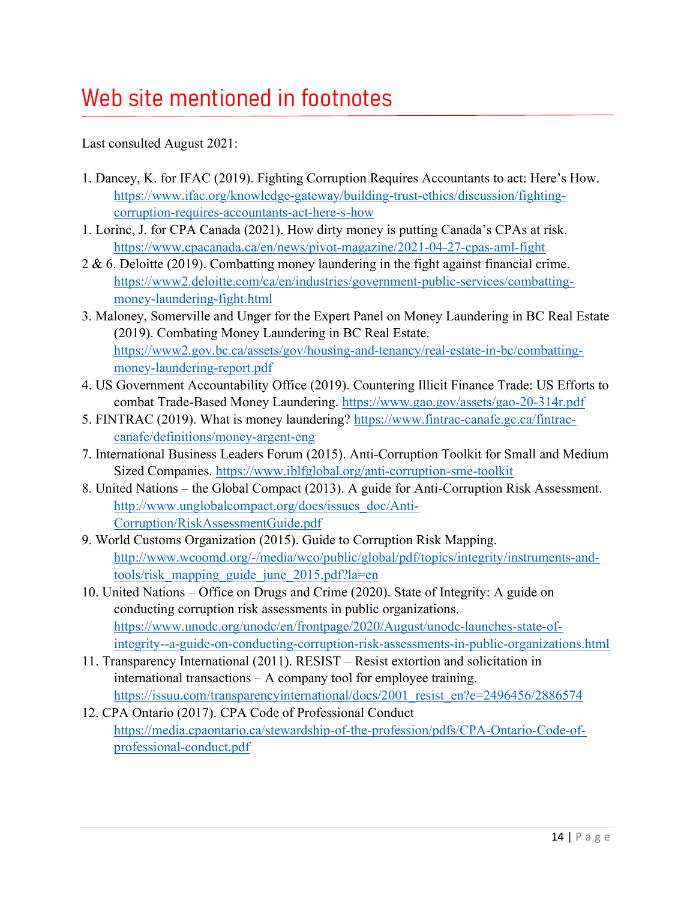# Web site mentioned in footnotes

Last consulted August 2021:

1. Dancey, K. for IFAC (2019). Fighting Corruption Requires Accountants to act: Here's How. https://www.ifac.org/knowledge-gateway/building-trust-ethics/discussion/fighting-corruption-requires-accountants-act-here-s-how

1. Lorinc, J. for CPA Canada (2021). How dirty money is putting Canada's CPAs at risk. https://www.cpacanada.ca/en/news/pivot-magazine/2021-04-27-cpas-aml-fight

2 & 6. Deloitte (2019). Combatting money laundering in the fight against financial crime. https://www2.deloitte.com/ca/en/industries/government-public-services/combatting-money-laundering-fight.html

3. Maloney, Somerville and Unger for the Expert Panel on Money Laundering in BC Real Estate (2019). Combating Money Laundering in BC Real Estate. https://www2.gov.bc.ca/assets/gov/housing-and-tenancy/real-estate-in-bc/combatting-money-laundering-report.pdf

4. US Government Accountability Office (2019). Countering Illicit Finance Trade: US Efforts to combat Trade-Based Money Laundering. https://www.gao.gov/assets/gao-20-314r.pdf

5. FINTRAC (2019). What is money laundering? https://www.fintrac-canafe.gc.ca/fintrac-canafe/definitions/money-argent-eng

7. International Business Leaders Forum (2015). Anti-Corruption Toolkit for Small and Medium Sized Companies. https://www.iblfglobal.org/anti-corruption-sme-toolkit

8. United Nations – the Global Compact (2013). A guide for Anti-Corruption Risk Assessment. http://www.unglobalcompact.org/docs/issues_doc/Anti-Corruption/RiskAssessmentGuide.pdf

9. World Customs Organization (2015). Guide to Corruption Risk Mapping. http://www.wcoomd.org/-/media/wco/public/global/pdf/topics/integrity/instruments-and-tools/risk_mapping_guide_june_2015.pdf?la=en

10. United Nations – Office on Drugs and Crime (2020). State of Integrity: A guide on conducting corruption risk assessments in public organizations. https://www.unodc.org/unodc/en/frontpage/2020/August/unodc-launches-state-of-integrity--a-guide-on-conducting-corruption-risk-assessments-in-public-organizations.html

11. Transparency International (2011). RESIST – Resist extortion and solicitation in international transactions – A company tool for employee training. https://issuu.com/transparencyinternational/docs/2001_resist_en?e=2496456/2886574

12. CPA Ontario (2017). CPA Code of Professional Conduct https://media.cpaontario.ca/stewardship-of-the-profession/pdfs/CPA-Ontario-Code-of-professional-conduct.pdf